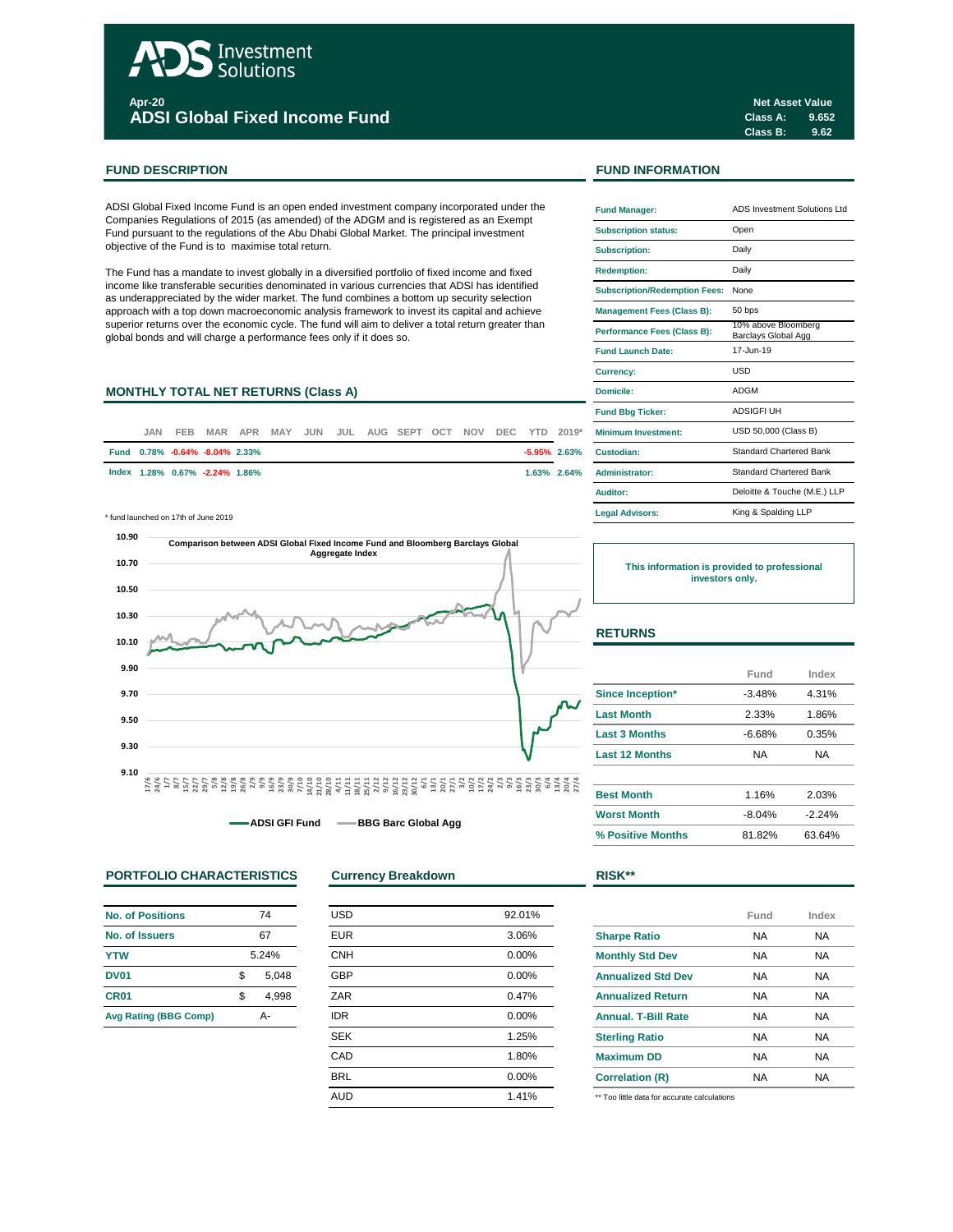# ADS Investment Solutions

**Apr-20**

## ADSI Global Fixed Income Fund

**Net Asset Value**
**Class A: 9.652**
**Class B: 9.62**

## FUND DESCRIPTION

ADSI Global Fixed Income Fund is an open ended investment company incorporated under the Companies Regulations of 2015 (as amended) of the ADGM and is registered as an Exempt Fund pursuant to the regulations of the Abu Dhabi Global Market. The principal investment objective of the Fund is to maximise total return.

The Fund has a mandate to invest globally in a diversified portfolio of fixed income and fixed income like transferable securities denominated in various currencies that ADSI has identified as underappreciated by the wider market. The fund combines a bottom up security selection approach with a top down macroeconomic analysis framework to invest its capital and achieve superior returns over the economic cycle. The fund will aim to deliver a total return greater than global bonds and will charge a performance fees only if it does so.

## MONTHLY TOTAL NET RETURNS (Class A)

| | JAN | FEB | MAR | APR | MAY | JUN | JUL | AUG | SEPT | OCT | NOV | DEC | YTD | 2019* |
|---|---|---|---|---|---|---|---|---|---|---|---|---|---|---|
| Fund | 0.78% | -0.64% | -8.04% | 2.33% | | | | | | | | | -5.95% | 2.63% |
| Index | 1.28% | 0.67% | -2.24% | 1.86% | | | | | | | | | 1.63% | 2.64% |

\* fund launched on 17th of June 2019

Comparison between ADSI Global Fixed Income Fund and Bloomberg Barclays Global Aggregate Index

ADSI GFI Fund — BBG Barc Global Agg

## FUND INFORMATION

| | |
|---|---|
| Fund Manager: | ADS Investment Solutions Ltd |
| Subscription status: | Open |
| Subscription: | Daily |
| Redemption: | Daily |
| Subscription/Redemption Fees: | None |
| Management Fees (Class B): | 50 bps |
| Performance Fees (Class B): | 10% above Bloomberg Barclays Global Agg |
| Fund Launch Date: | 17-Jun-19 |
| Currency: | USD |
| Domicile: | ADGM |
| Fund Bbg Ticker: | ADSIGFI UH |
| Minimum Investment: | USD 50,000 (Class B) |
| Custodian: | Standard Chartered Bank |
| Administrator: | Standard Chartered Bank |
| Auditor: | Deloitte & Touche (M.E.) LLP |
| Legal Advisors: | King & Spalding LLP |

**This information is provided to professional investors only.**

## RETURNS

| | Fund | Index |
|---|---|---|
| Since Inception* | -3.48% | 4.31% |
| Last Month | 2.33% | 1.86% |
| Last 3 Months | -6.68% | 0.35% |
| Last 12 Months | NA | NA |
| Best Month | 1.16% | 2.03% |
| Worst Month | -8.04% | -2.24% |
| % Positive Months | 81.82% | 63.64% |

## PORTFOLIO CHARACTERISTICS

| | |
|---|---|
| No. of Positions | 74 |
| No. of Issuers | 67 |
| YTW | 5.24% |
| DV01 | $ 5,048 |
| CR01 | $ 4,998 |
| Avg Rating (BBG Comp) | A- |

## Currency Breakdown

| | |
|---|---|
| USD | 92.01% |
| EUR | 3.06% |
| CNH | 0.00% |
| GBP | 0.00% |
| ZAR | 0.47% |
| IDR | 0.00% |
| SEK | 1.25% |
| CAD | 1.80% |
| BRL | 0.00% |
| AUD | 1.41% |

## RISK**

| | Fund | Index |
|---|---|---|
| Sharpe Ratio | NA | NA |
| Monthly Std Dev | NA | NA |
| Annualized Std Dev | NA | NA |
| Annualized Return | NA | NA |
| Annual. T-Bill Rate | NA | NA |
| Sterling Ratio | NA | NA |
| Maximum DD | NA | NA |
| Correlation (R) | NA | NA |

\*\* Too little data for accurate calculations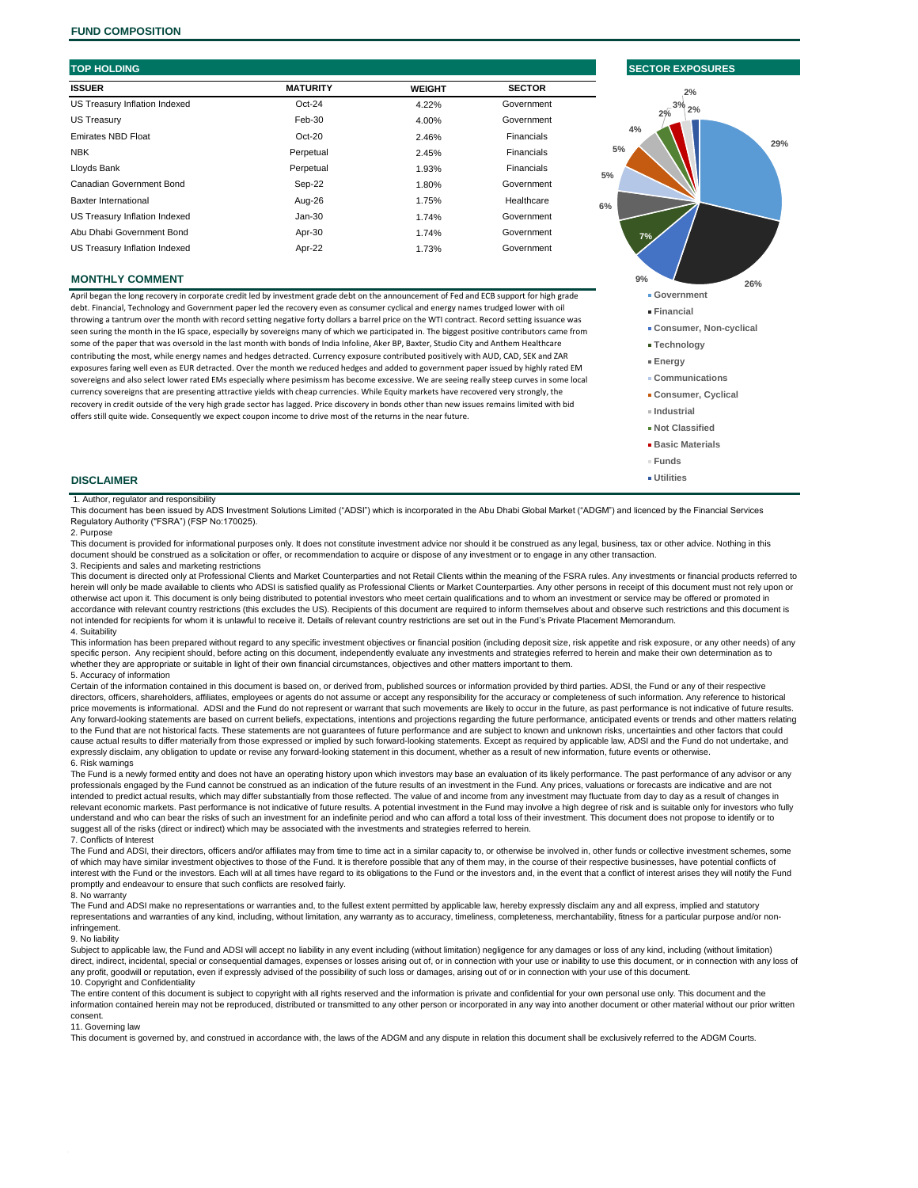## FUND COMPOSITION

### TOP HOLDING

| ISSUER | MATURITY | WEIGHT | SECTOR |
|---|---|---|---|
| US Treasury Inflation Indexed | Oct-24 | 4.22% | Government |
| US Treasury | Feb-30 | 4.00% | Government |
| Emirates NBD Float | Oct-20 | 2.46% | Financials |
| NBK | Perpetual | 2.45% | Financials |
| Lloyds Bank | Perpetual | 1.93% | Financials |
| Canadian Government Bond | Sep-22 | 1.80% | Government |
| Baxter International | Aug-26 | 1.75% | Healthcare |
| US Treasury Inflation Indexed | Jan-30 | 1.74% | Government |
| Abu Dhabi Government Bond | Apr-30 | 1.74% | Government |
| US Treasury Inflation Indexed | Apr-22 | 1.73% | Government |

### SECTOR EXPOSURES

29%
26%
9%
7%
6%
5%
5%
4%
2%
3%
2%
2%

- Government
- Financial
- Consumer, Non-cyclical
- Technology
- Energy
- Communications
- Consumer, Cyclical
- Industrial
- Not Classified
- Basic Materials
- Funds
- Utilities

### MONTHLY COMMENT

April began the long recovery in corporate credit led by investment grade debt on the announcement of Fed and ECB support for high grade debt. Financial, Technology and Government paper led the recovery even as consumer cyclical and energy names trudged lower with oil throwing a tantrum over the month with record setting negative forty dollars a barrel price on the WTI contract. Record setting issuance was seen suring the month in the IG space, especially by sovereigns many of which we participated in. The biggest positive contributors came from some of the paper that was oversold in the last month with bonds of India Infoline, Aker BP, Baxter, Studio City and Anthem Healthcare contributing the most, while energy names and hedges detracted. Currency exposure contributed positively with AUD, CAD, SEK and ZAR exposures faring well even as EUR detracted. Over the month we reduced hedges and added to government paper issued by highly rated EM sovereigns and also select lower rated EMs especially where pesimissm has become excessive. We are seeing really steep curves in some local currency sovereigns that are presenting attractive yields with cheap currencies. While Equity markets have recovered very strongly, the recovery in credit outside of the very high grade sector has lagged. Price discovery in bonds other than new issues remains limited with bid offers still quite wide. Consequently we expect coupon income to drive most of the returns in the near future.

### DISCLAIMER

1. Author, regulator and responsibility

This document has been issued by ADS Investment Solutions Limited ("ADSI") which is incorporated in the Abu Dhabi Global Market ("ADGM") and licenced by the Financial Services Regulatory Authority ("FSRA") (FSP No:170025).

2. Purpose

This document is provided for informational purposes only. It does not constitute investment advice nor should it be construed as any legal, business, tax or other advice. Nothing in this document should be construed as a solicitation or offer, or recommendation to acquire or dispose of any investment or to engage in any other transaction.

3. Recipients and sales and marketing restrictions

This document is directed only at Professional Clients and Market Counterparties and not Retail Clients within the meaning of the FSRA rules. Any investments or financial products referred to herein will only be made available to clients who ADSI is satisfied qualify as Professional Clients or Market Counterparties. Any other persons in receipt of this document must not rely upon or otherwise act upon it. This document is only being distributed to potential investors who meet certain qualifications and to whom an investment or service may be offered or promoted in accordance with relevant country restrictions (this excludes the US). Recipients of this document are required to inform themselves about and observe such restrictions and this document is not intended for recipients for whom it is unlawful to receive it. Details of relevant country restrictions are set out in the Fund's Private Placement Memorandum.

4. Suitability

This information has been prepared without regard to any specific investment objectives or financial position (including deposit size, risk appetite and risk exposure, or any other needs) of any specific person. Any recipient should, before acting on this document, independently evaluate any investments and strategies referred to herein and make their own determination as to whether they are appropriate or suitable in light of their own financial circumstances, objectives and other matters important to them.

5. Accuracy of information

Certain of the information contained in this document is based on, or derived from, published sources or information provided by third parties. ADSI, the Fund or any of their respective directors, officers, shareholders, affiliates, employees or agents do not assume or accept any responsibility for the accuracy or completeness of such information. Any reference to historical price movements is informational. ADSI and the Fund do not represent or warrant that such movements are likely to occur in the future, as past performance is not indicative of future results. Any forward-looking statements are based on current beliefs, expectations, intentions and projections regarding the future performance, anticipated events or trends and other matters relating to the Fund that are not historical facts. These statements are not guarantees of future performance and are subject to known and unknown risks, uncertainties and other factors that could cause actual results to differ materially from those expressed or implied by such forward-looking statements. Except as required by applicable law, ADSI and the Fund do not undertake, and expressly disclaim, any obligation to update or revise any forward-looking statement in this document, whether as a result of new information, future events or otherwise.

6. Risk warnings

The Fund is a newly formed entity and does not have an operating history upon which investors may base an evaluation of its likely performance. The past performance of any advisor or any professionals engaged by the Fund cannot be construed as an indication of the future results of an investment in the Fund. Any prices, valuations or forecasts are indicative and are not intended to predict actual results, which may differ substantially from those reflected. The value of and income from any investment may fluctuate from day to day as a result of changes in relevant economic markets. Past performance is not indicative of future results. A potential investment in the Fund may involve a high degree of risk and is suitable only for investors who fully understand and who can bear the risks of such an investment for an indefinite period and who can afford a total loss of their investment. This document does not propose to identify or to suggest all of the risks (direct or indirect) which may be associated with the investments and strategies referred to herein.

7. Conflicts of Interest

The Fund and ADSI, their directors, officers and/or affiliates may from time to time act in a similar capacity to, or otherwise be involved in, other funds or collective investment schemes, some of which may have similar investment objectives to those of the Fund. It is therefore possible that any of them may, in the course of their respective businesses, have potential conflicts of interest with the Fund or the investors. Each will at all times have regard to its obligations to the Fund or the investors and, in the event that a conflict of interest arises they will notify the Fund promptly and endeavour to ensure that such conflicts are resolved fairly.

8. No warranty

The Fund and ADSI make no representations or warranties and, to the fullest extent permitted by applicable law, hereby expressly disclaim any and all express, implied and statutory representations and warranties of any kind, including, without limitation, any warranty as to accuracy, timeliness, completeness, merchantability, fitness for a particular purpose and/or non-infringement.

9. No liability

Subject to applicable law, the Fund and ADSI will accept no liability in any event including (without limitation) negligence for any damages or loss of any kind, including (without limitation) direct, indirect, incidental, special or consequential damages, expenses or losses arising out of, or in connection with your use or inability to use this document, or in connection with any loss of any profit, goodwill or reputation, even if expressly advised of the possibility of such loss or damages, arising out of or in connection with your use of this document.

10. Copyright and Confidentiality

The entire content of this document is subject to copyright with all rights reserved and the information is private and confidential for your own personal use only. This document and the information contained herein may not be reproduced, distributed or transmitted to any other person or incorporated in any way into another document or other material without our prior written consent.

11. Governing law

This document is governed by, and construed in accordance with, the laws of the ADGM and any dispute in relation this document shall be exclusively referred to the ADGM Courts.